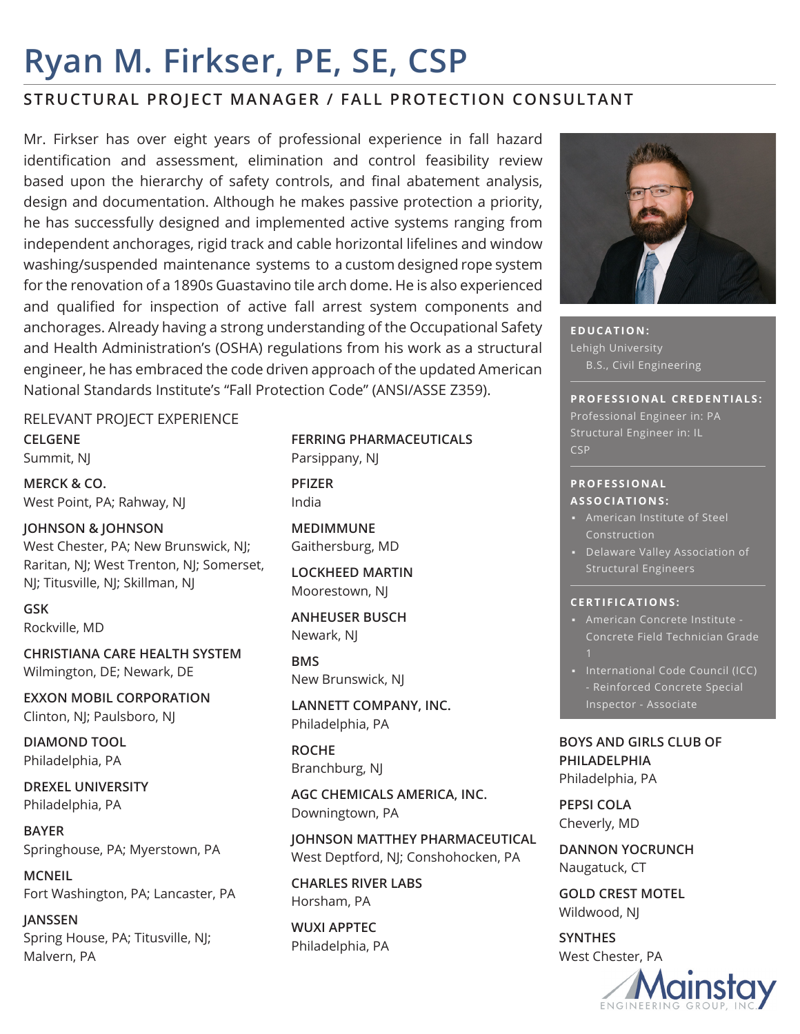# Ryan M. Firkser, PE, SE, CSP

## STRUCTURAL PROJECT MANAGER / FALL PROTECTION CONSULTANT

Mr. Firkser has over eight years of professional experience in fall hazard identification and assessment, elimination and control feasibility review based upon the hierarchy of safety controls, and final abatement analysis, design and documentation. Although he makes passive protection a priority, he has successfully designed and implemented active systems ranging from independent anchorages, rigid track and cable horizontal lifelines and window washing/suspended maintenance systems to a custom designed rope system for the renovation of a 1890s Guastavino tile arch dome. He is also experienced and qualified for inspection of active fall arrest system components and anchorages. Already having a strong understanding of the Occupational Safety and Health Administration's (OSHA) regulations from his work as a structural engineer, he has embraced the code driven approach of the updated American National Standards Institute's "Fall Protection Code" (ANSI/ASSE Z359).

**EDUCATION:**
Lehigh University
B.S., Civil Engineering

**PROFESSIONAL CREDENTIALS:**
Professional Engineer in: PA
Structural Engineer in: IL
CSP

**PROFESSIONAL ASSOCIATIONS:**
- American Institute of Steel Construction
- Delaware Valley Association of Structural Engineers

**CERTIFICATIONS:**
- American Concrete Institute - Concrete Field Technician Grade 1
- International Code Council (ICC) - Reinforced Concrete Special Inspector - Associate

### RELEVANT PROJECT EXPERIENCE

**CELGENE**
Summit, NJ

**MERCK & CO.**
West Point, PA; Rahway, NJ

**JOHNSON & JOHNSON**
West Chester, PA; New Brunswick, NJ; Raritan, NJ; West Trenton, NJ; Somerset, NJ; Titusville, NJ; Skillman, NJ

**GSK**
Rockville, MD

**CHRISTIANA CARE HEALTH SYSTEM**
Wilmington, DE; Newark, DE

**EXXON MOBIL CORPORATION**
Clinton, NJ; Paulsboro, NJ

**DIAMOND TOOL**
Philadelphia, PA

**DREXEL UNIVERSITY**
Philadelphia, PA

**BAYER**
Springhouse, PA; Myerstown, PA

**MCNEIL**
Fort Washington, PA; Lancaster, PA

**JANSSEN**
Spring House, PA; Titusville, NJ; Malvern, PA

**FERRING PHARMACEUTICALS**
Parsippany, NJ

**PFIZER**
India

**MEDIMMUNE**
Gaithersburg, MD

**LOCKHEED MARTIN**
Moorestown, NJ

**ANHEUSER BUSCH**
Newark, NJ

**BMS**
New Brunswick, NJ

**LANNETT COMPANY, INC.**
Philadelphia, PA

**ROCHE**
Branchburg, NJ

**AGC CHEMICALS AMERICA, INC.**
Downingtown, PA

**JOHNSON MATTHEY PHARMACEUTICAL**
West Deptford, NJ; Conshohocken, PA

**CHARLES RIVER LABS**
Horsham, PA

**WUXI APPTEC**
Philadelphia, PA

**BOYS AND GIRLS CLUB OF PHILADELPHIA**
Philadelphia, PA

**PEPSI COLA**
Cheverly, MD

**DANNON YOCRUNCH**
Naugatuck, CT

**GOLD CREST MOTEL**
Wildwood, NJ

**SYNTHES**
West Chester, PA

Mainstay ENGINEERING GROUP, INC.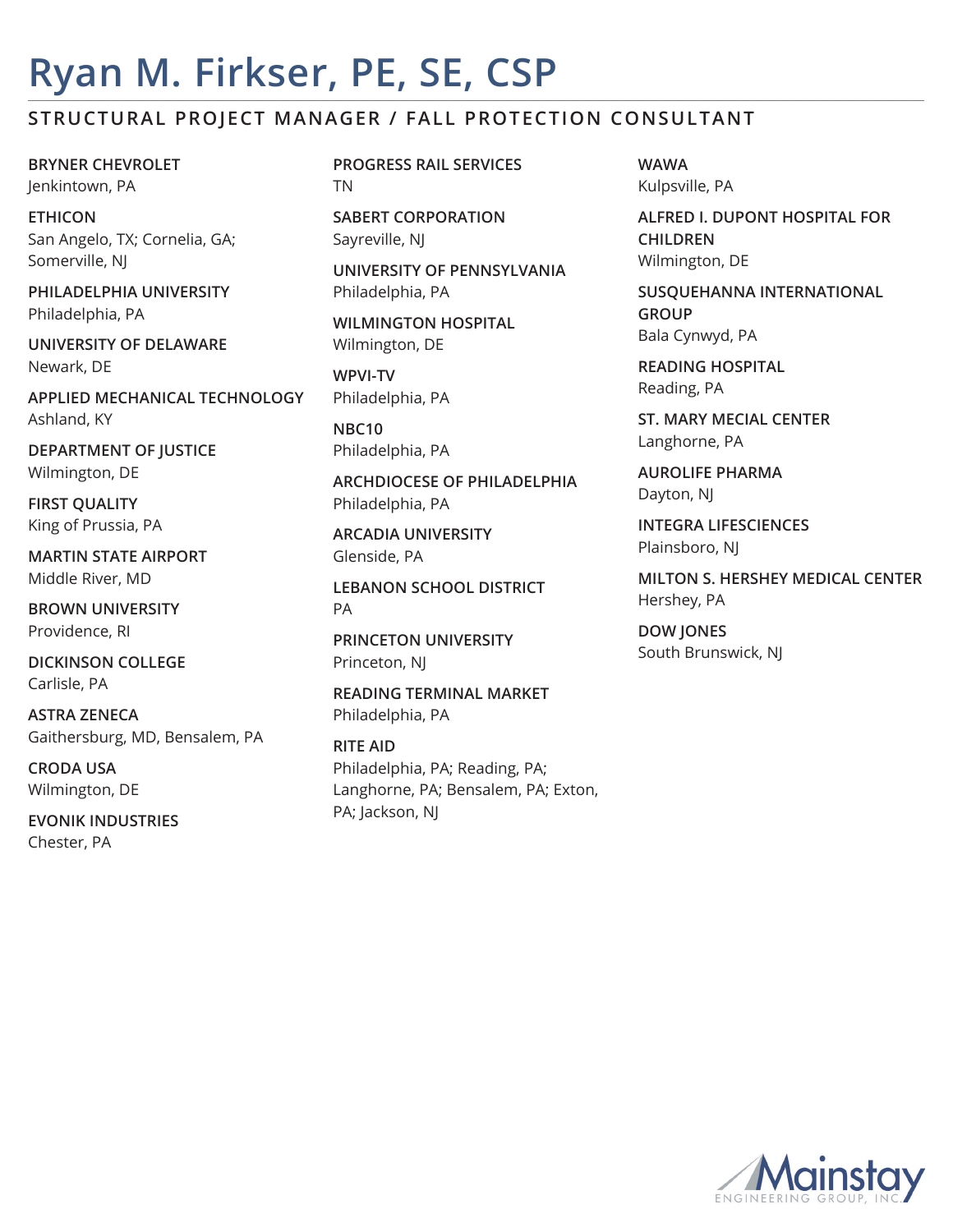# Ryan M. Firkser, PE, SE, CSP

## STRUCTURAL PROJECT MANAGER / FALL PROTECTION CONSULTANT

**BRYNER CHEVROLET**
Jenkintown, PA

**ETHICON**
San Angelo, TX; Cornelia, GA; Somerville, NJ

**PHILADELPHIA UNIVERSITY**
Philadelphia, PA

**UNIVERSITY OF DELAWARE**
Newark, DE

**APPLIED MECHANICAL TECHNOLOGY**
Ashland, KY

**DEPARTMENT OF JUSTICE**
Wilmington, DE

**FIRST QUALITY**
King of Prussia, PA

**MARTIN STATE AIRPORT**
Middle River, MD

**BROWN UNIVERSITY**
Providence, RI

**DICKINSON COLLEGE**
Carlisle, PA

**ASTRA ZENECA**
Gaithersburg, MD, Bensalem, PA

**CRODA USA**
Wilmington, DE

**EVONIK INDUSTRIES**
Chester, PA

**PROGRESS RAIL SERVICES**
TN

**SABERT CORPORATION**
Sayreville, NJ

**UNIVERSITY OF PENNSYLVANIA**
Philadelphia, PA

**WILMINGTON HOSPITAL**
Wilmington, DE

**WPVI-TV**
Philadelphia, PA

**NBC10**
Philadelphia, PA

**ARCHDIOCESE OF PHILADELPHIA**
Philadelphia, PA

**ARCADIA UNIVERSITY**
Glenside, PA

**LEBANON SCHOOL DISTRICT**
PA

**PRINCETON UNIVERSITY**
Princeton, NJ

**READING TERMINAL MARKET**
Philadelphia, PA

**RITE AID**
Philadelphia, PA; Reading, PA; Langhorne, PA; Bensalem, PA; Exton, PA; Jackson, NJ

**WAWA**
Kulpsville, PA

**ALFRED I. DUPONT HOSPITAL FOR CHILDREN**
Wilmington, DE

**SUSQUEHANNA INTERNATIONAL GROUP**
Bala Cynwyd, PA

**READING HOSPITAL**
Reading, PA

**ST. MARY MECIAL CENTER**
Langhorne, PA

**AUROLIFE PHARMA**
Dayton, NJ

**INTEGRA LIFESCIENCES**
Plainsboro, NJ

**MILTON S. HERSHEY MEDICAL CENTER**
Hershey, PA

**DOW JONES**
South Brunswick, NJ

Mainstay
ENGINEERING GROUP, INC.